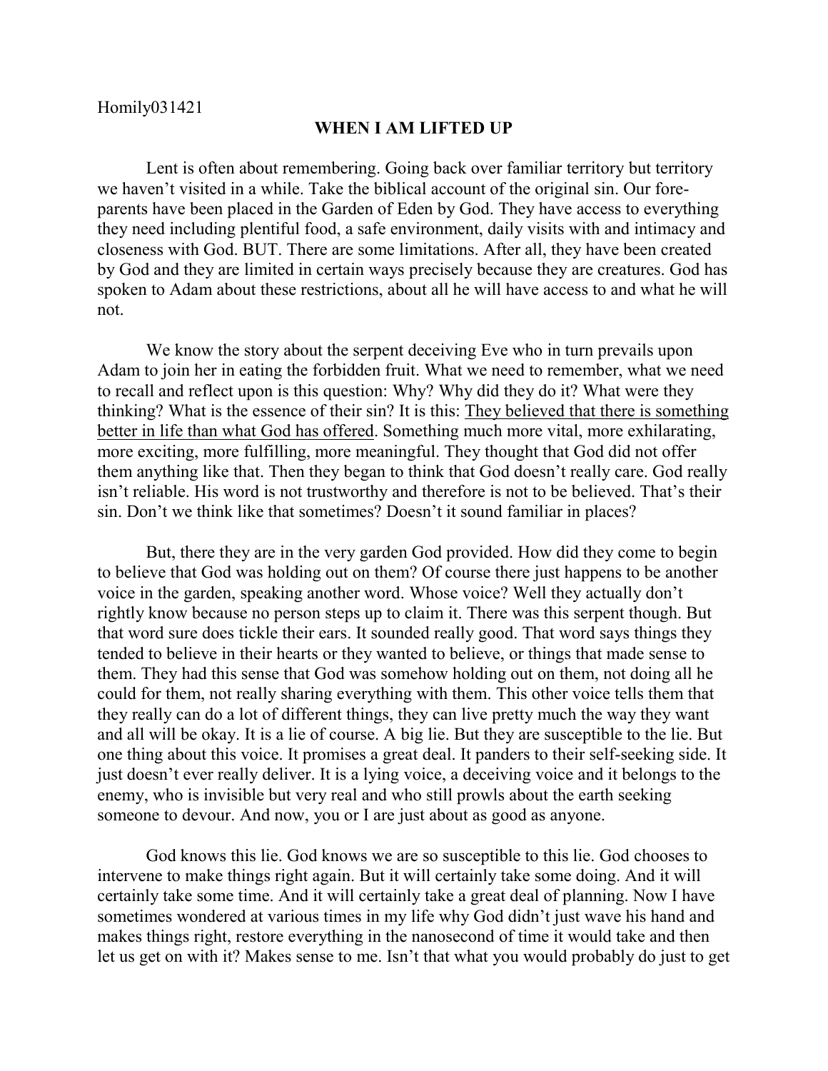Homily031421

## WHEN I AM LIFTED UP

Lent is often about remembering. Going back over familiar territory but territory we haven't visited in a while. Take the biblical account of the original sin. Our fore-parents have been placed in the Garden of Eden by God. They have access to everything they need including plentiful food, a safe environment, daily visits with and intimacy and closeness with God. BUT. There are some limitations. After all, they have been created by God and they are limited in certain ways precisely because they are creatures. God has spoken to Adam about these restrictions, about all he will have access to and what he will not.

We know the story about the serpent deceiving Eve who in turn prevails upon Adam to join her in eating the forbidden fruit. What we need to remember, what we need to recall and reflect upon is this question: Why? Why did they do it? What were they thinking? What is the essence of their sin? It is this: <u>They believed that there is something better in life than what God has offered</u>. Something much more vital, more exhilarating, more exciting, more fulfilling, more meaningful. They thought that God did not offer them anything like that. Then they began to think that God doesn't really care. God really isn't reliable. His word is not trustworthy and therefore is not to be believed. That's their sin. Don't we think like that sometimes? Doesn't it sound familiar in places?

But, there they are in the very garden God provided. How did they come to begin to believe that God was holding out on them? Of course there just happens to be another voice in the garden, speaking another word. Whose voice? Well they actually don't rightly know because no person steps up to claim it. There was this serpent though. But that word sure does tickle their ears. It sounded really good. That word says things they tended to believe in their hearts or they wanted to believe, or things that made sense to them. They had this sense that God was somehow holding out on them, not doing all he could for them, not really sharing everything with them. This other voice tells them that they really can do a lot of different things, they can live pretty much the way they want and all will be okay. It is a lie of course. A big lie. But they are susceptible to the lie. But one thing about this voice. It promises a great deal. It panders to their self-seeking side. It just doesn't ever really deliver. It is a lying voice, a deceiving voice and it belongs to the enemy, who is invisible but very real and who still prowls about the earth seeking someone to devour. And now, you or I are just about as good as anyone.

God knows this lie. God knows we are so susceptible to this lie. God chooses to intervene to make things right again. But it will certainly take some doing. And it will certainly take some time. And it will certainly take a great deal of planning. Now I have sometimes wondered at various times in my life why God didn't just wave his hand and makes things right, restore everything in the nanosecond of time it would take and then let us get on with it? Makes sense to me. Isn't that what you would probably do just to get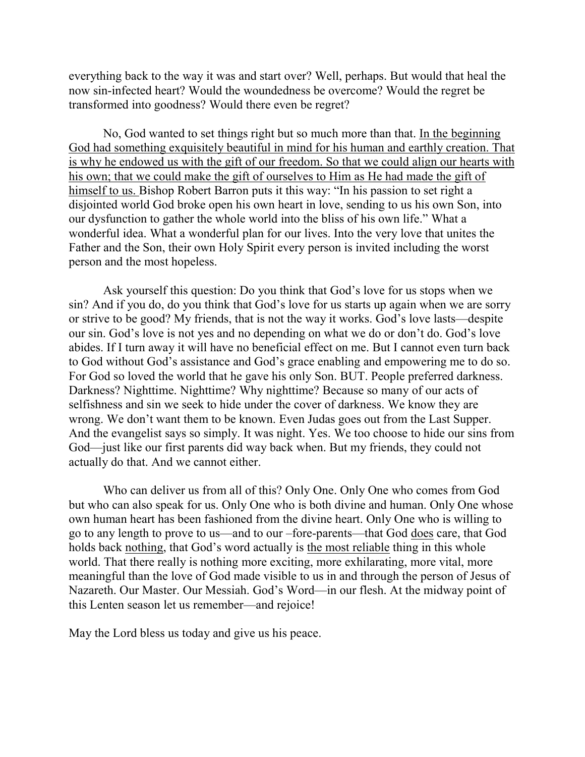everything back to the way it was and start over? Well, perhaps. But would that heal the now sin-infected heart? Would the woundedness be overcome? Would the regret be transformed into goodness? Would there even be regret?

No, God wanted to set things right but so much more than that. <u>In the beginning God had something exquisitely beautiful in mind for his human and earthly creation. That is why he endowed us with the gift of our freedom. So that we could align our hearts with his own; that we could make the gift of ourselves to Him as He had made the gift of himself to us.</u> Bishop Robert Barron puts it this way: "In his passion to set right a disjointed world God broke open his own heart in love, sending to us his own Son, into our dysfunction to gather the whole world into the bliss of his own life." What a wonderful idea. What a wonderful plan for our lives. Into the very love that unites the Father and the Son, their own Holy Spirit every person is invited including the worst person and the most hopeless.

Ask yourself this question: Do you think that God's love for us stops when we sin? And if you do, do you think that God's love for us starts up again when we are sorry or strive to be good? My friends, that is not the way it works. God's love lasts—despite our sin. God's love is not yes and no depending on what we do or don't do. God's love abides. If I turn away it will have no beneficial effect on me. But I cannot even turn back to God without God's assistance and God's grace enabling and empowering me to do so. For God so loved the world that he gave his only Son. BUT. People preferred darkness. Darkness? Nighttime. Nighttime? Why nighttime? Because so many of our acts of selfishness and sin we seek to hide under the cover of darkness. We know they are wrong. We don't want them to be known. Even Judas goes out from the Last Supper. And the evangelist says so simply. It was night. Yes. We too choose to hide our sins from God—just like our first parents did way back when. But my friends, they could not actually do that. And we cannot either.

Who can deliver us from all of this? Only One. Only One who comes from God but who can also speak for us. Only One who is both divine and human. Only One whose own human heart has been fashioned from the divine heart. Only One who is willing to go to any length to prove to us—and to our –fore-parents—that God <u>does</u> care, that God holds back <u>nothing</u>, that God's word actually is <u>the most reliable</u> thing in this whole world. That there really is nothing more exciting, more exhilarating, more vital, more meaningful than the love of God made visible to us in and through the person of Jesus of Nazareth. Our Master. Our Messiah. God's Word—in our flesh. At the midway point of this Lenten season let us remember—and rejoice!

May the Lord bless us today and give us his peace.